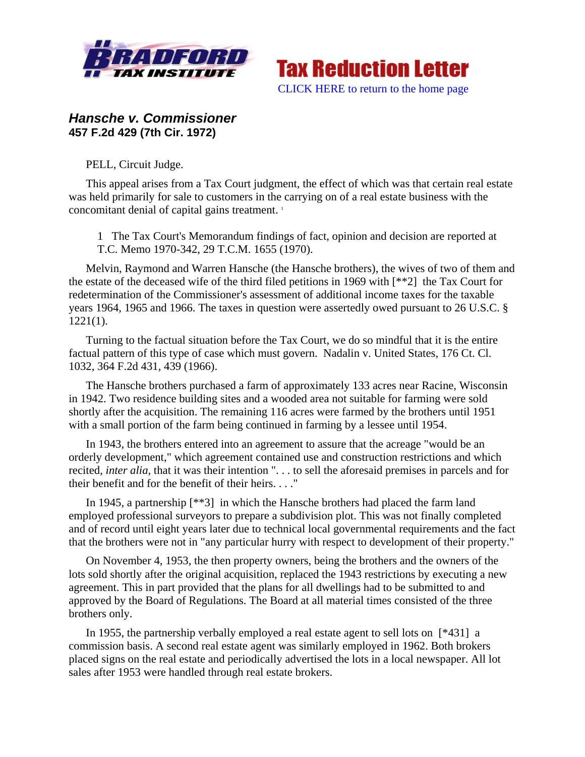Tax Reduction Letter

CLICK HERE to return to the home page

## *Hansche v. Commissioner*
**457 F.2d 429 (7th Cir. 1972)**

PELL, Circuit Judge.

This appeal arises from a Tax Court judgment, the effect of which was that certain real estate was held primarily for sale to customers in the carrying on of a real estate business with the concomitant denial of capital gains treatment. [1]

> 1 The Tax Court's Memorandum findings of fact, opinion and decision are reported at T.C. Memo 1970-342, 29 T.C.M. 1655 (1970).

Melvin, Raymond and Warren Hansche (the Hansche brothers), the wives of two of them and the estate of the deceased wife of the third filed petitions in 1969 with [**2] the Tax Court for redetermination of the Commissioner's assessment of additional income taxes for the taxable years 1964, 1965 and 1966. The taxes in question were assertedly owed pursuant to 26 U.S.C. § 1221(1).

Turning to the factual situation before the Tax Court, we do so mindful that it is the entire factual pattern of this type of case which must govern. Nadalin v. United States, 176 Ct. Cl. 1032, 364 F.2d 431, 439 (1966).

The Hansche brothers purchased a farm of approximately 133 acres near Racine, Wisconsin in 1942. Two residence building sites and a wooded area not suitable for farming were sold shortly after the acquisition. The remaining 116 acres were farmed by the brothers until 1951 with a small portion of the farm being continued in farming by a lessee until 1954.

In 1943, the brothers entered into an agreement to assure that the acreage "would be an orderly development," which agreement contained use and construction restrictions and which recited, *inter alia*, that it was their intention ". . . to sell the aforesaid premises in parcels and for their benefit and for the benefit of their heirs. . . ."

In 1945, a partnership [**3] in which the Hansche brothers had placed the farm land employed professional surveyors to prepare a subdivision plot. This was not finally completed and of record until eight years later due to technical local governmental requirements and the fact that the brothers were not in "any particular hurry with respect to development of their property."

On November 4, 1953, the then property owners, being the brothers and the owners of the lots sold shortly after the original acquisition, replaced the 1943 restrictions by executing a new agreement. This in part provided that the plans for all dwellings had to be submitted to and approved by the Board of Regulations. The Board at all material times consisted of the three brothers only.

In 1955, the partnership verbally employed a real estate agent to sell lots on [*431] a commission basis. A second real estate agent was similarly employed in 1962. Both brokers placed signs on the real estate and periodically advertised the lots in a local newspaper. All lot sales after 1953 were handled through real estate brokers.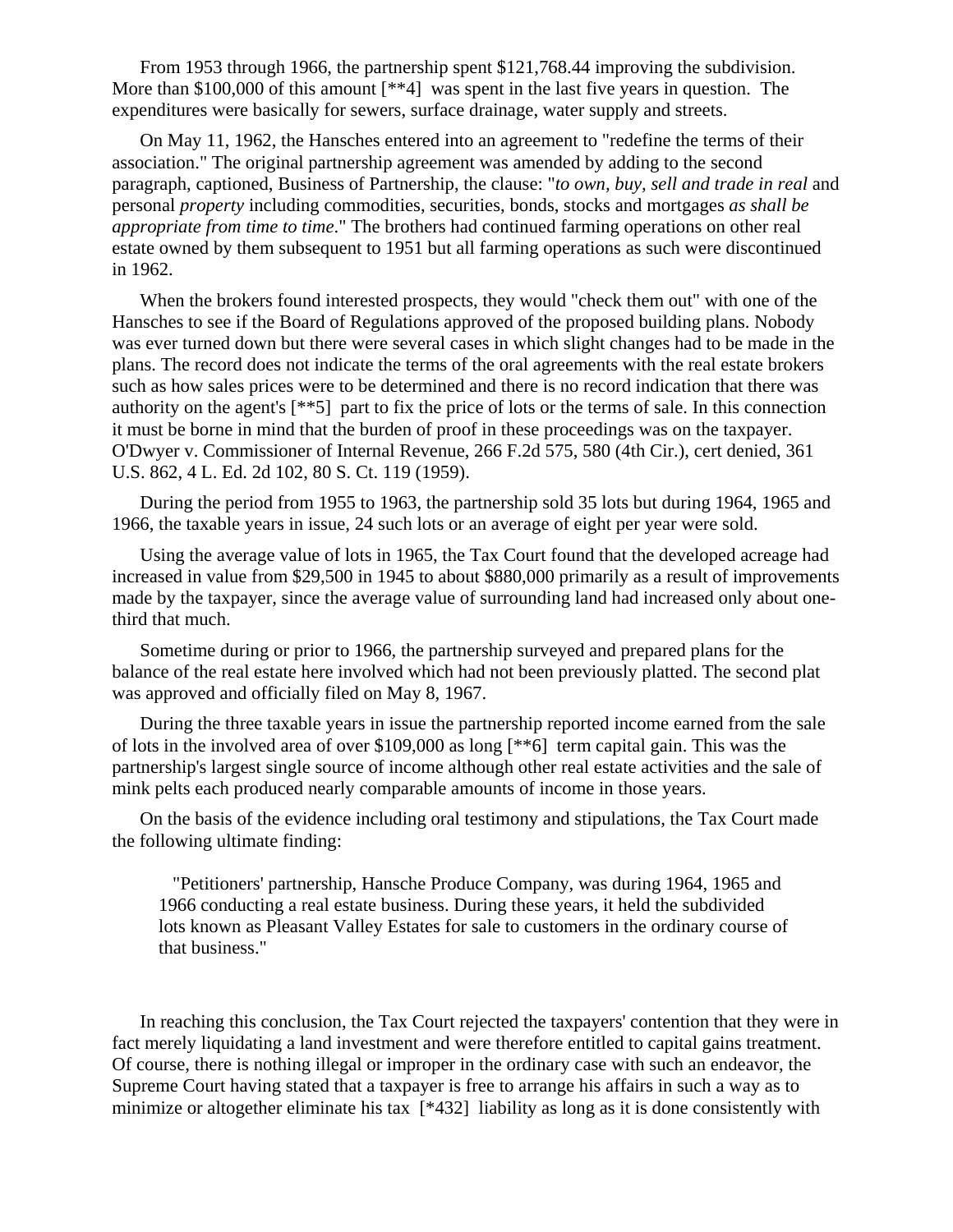From 1953 through 1966, the partnership spent $121,768.44 improving the subdivision. More than $100,000 of this amount [**4] was spent in the last five years in question. The expenditures were basically for sewers, surface drainage, water supply and streets.

On May 11, 1962, the Hansches entered into an agreement to "redefine the terms of their association." The original partnership agreement was amended by adding to the second paragraph, captioned, Business of Partnership, the clause: "*to own, buy, sell and trade in real* and personal *property* including commodities, securities, bonds, stocks and mortgages *as shall be appropriate from time to time*." The brothers had continued farming operations on other real estate owned by them subsequent to 1951 but all farming operations as such were discontinued in 1962.

When the brokers found interested prospects, they would "check them out" with one of the Hansches to see if the Board of Regulations approved of the proposed building plans. Nobody was ever turned down but there were several cases in which slight changes had to be made in the plans. The record does not indicate the terms of the oral agreements with the real estate brokers such as how sales prices were to be determined and there is no record indication that there was authority on the agent's [**5] part to fix the price of lots or the terms of sale. In this connection it must be borne in mind that the burden of proof in these proceedings was on the taxpayer. O'Dwyer v. Commissioner of Internal Revenue, 266 F.2d 575, 580 (4th Cir.), cert denied, 361 U.S. 862, 4 L. Ed. 2d 102, 80 S. Ct. 119 (1959).

During the period from 1955 to 1963, the partnership sold 35 lots but during 1964, 1965 and 1966, the taxable years in issue, 24 such lots or an average of eight per year were sold.

Using the average value of lots in 1965, the Tax Court found that the developed acreage had increased in value from $29,500 in 1945 to about $880,000 primarily as a result of improvements made by the taxpayer, since the average value of surrounding land had increased only about one-third that much.

Sometime during or prior to 1966, the partnership surveyed and prepared plans for the balance of the real estate here involved which had not been previously platted. The second plat was approved and officially filed on May 8, 1967.

During the three taxable years in issue the partnership reported income earned from the sale of lots in the involved area of over $109,000 as long [**6] term capital gain. This was the partnership's largest single source of income although other real estate activities and the sale of mink pelts each produced nearly comparable amounts of income in those years.

On the basis of the evidence including oral testimony and stipulations, the Tax Court made the following ultimate finding:

> "Petitioners' partnership, Hansche Produce Company, was during 1964, 1965 and 1966 conducting a real estate business. During these years, it held the subdivided lots known as Pleasant Valley Estates for sale to customers in the ordinary course of that business."

In reaching this conclusion, the Tax Court rejected the taxpayers' contention that they were in fact merely liquidating a land investment and were therefore entitled to capital gains treatment. Of course, there is nothing illegal or improper in the ordinary case with such an endeavor, the Supreme Court having stated that a taxpayer is free to arrange his affairs in such a way as to minimize or altogether eliminate his tax [*432] liability as long as it is done consistently with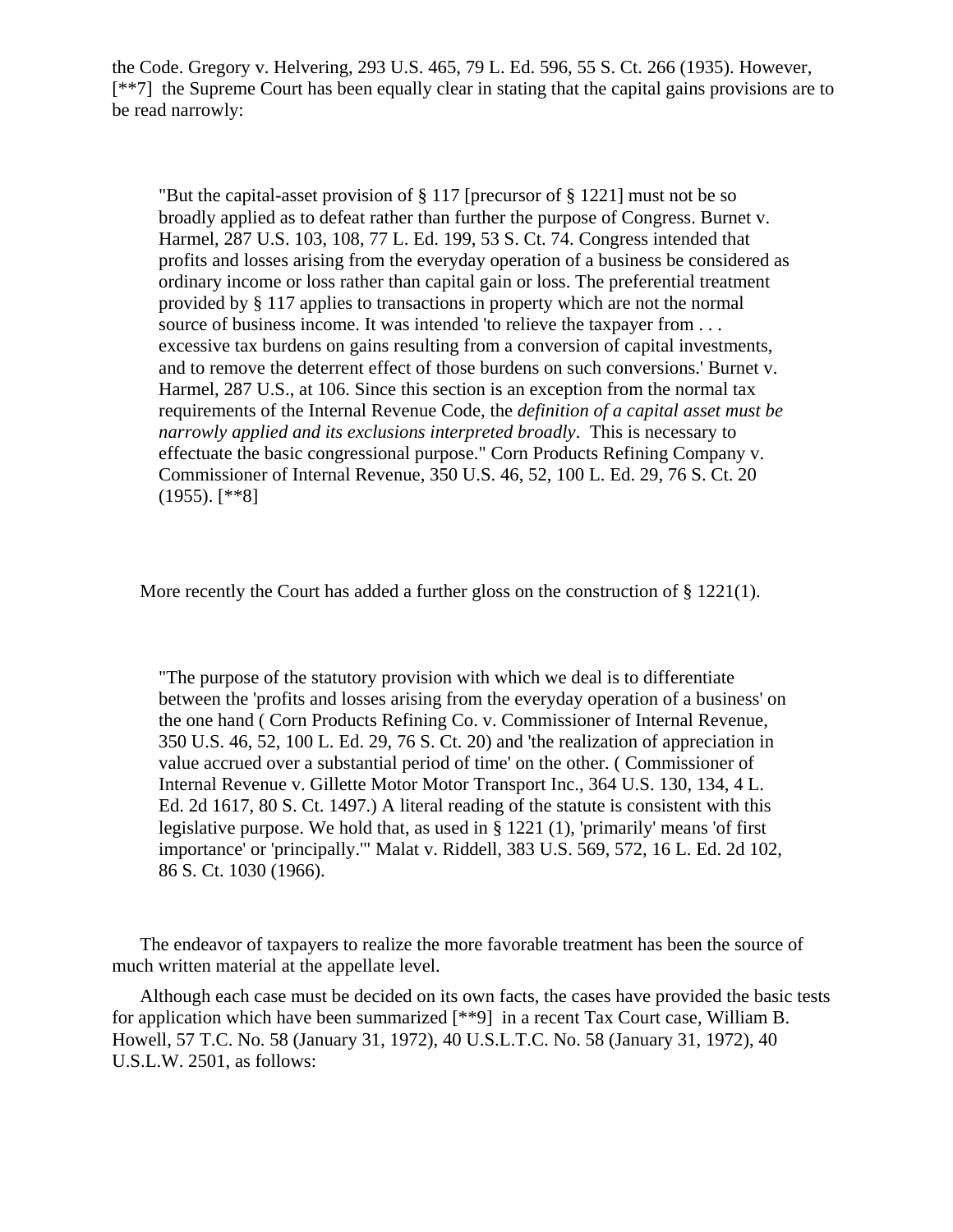the Code. Gregory v. Helvering, 293 U.S. 465, 79 L. Ed. 596, 55 S. Ct. 266 (1935). However, [**7] the Supreme Court has been equally clear in stating that the capital gains provisions are to be read narrowly:

> "But the capital-asset provision of § 117 [precursor of § 1221] must not be so broadly applied as to defeat rather than further the purpose of Congress. Burnet v. Harmel, 287 U.S. 103, 108, 77 L. Ed. 199, 53 S. Ct. 74. Congress intended that profits and losses arising from the everyday operation of a business be considered as ordinary income or loss rather than capital gain or loss. The preferential treatment provided by § 117 applies to transactions in property which are not the normal source of business income. It was intended 'to relieve the taxpayer from . . . excessive tax burdens on gains resulting from a conversion of capital investments, and to remove the deterrent effect of those burdens on such conversions.' Burnet v. Harmel, 287 U.S., at 106. Since this section is an exception from the normal tax requirements of the Internal Revenue Code, the *definition of a capital asset must be narrowly applied and its exclusions interpreted broadly*. This is necessary to effectuate the basic congressional purpose." Corn Products Refining Company v. Commissioner of Internal Revenue, 350 U.S. 46, 52, 100 L. Ed. 29, 76 S. Ct. 20 (1955). [**8]

More recently the Court has added a further gloss on the construction of § 1221(1).

> "The purpose of the statutory provision with which we deal is to differentiate between the 'profits and losses arising from the everyday operation of a business' on the one hand ( Corn Products Refining Co. v. Commissioner of Internal Revenue, 350 U.S. 46, 52, 100 L. Ed. 29, 76 S. Ct. 20) and 'the realization of appreciation in value accrued over a substantial period of time' on the other. ( Commissioner of Internal Revenue v. Gillette Motor Motor Transport Inc., 364 U.S. 130, 134, 4 L. Ed. 2d 1617, 80 S. Ct. 1497.) A literal reading of the statute is consistent with this legislative purpose. We hold that, as used in § 1221 (1), 'primarily' means 'of first importance' or 'principally.'" Malat v. Riddell, 383 U.S. 569, 572, 16 L. Ed. 2d 102, 86 S. Ct. 1030 (1966).

The endeavor of taxpayers to realize the more favorable treatment has been the source of much written material at the appellate level.

Although each case must be decided on its own facts, the cases have provided the basic tests for application which have been summarized [**9] in a recent Tax Court case, William B. Howell, 57 T.C. No. 58 (January 31, 1972), 40 U.S.L.T.C. No. 58 (January 31, 1972), 40 U.S.L.W. 2501, as follows: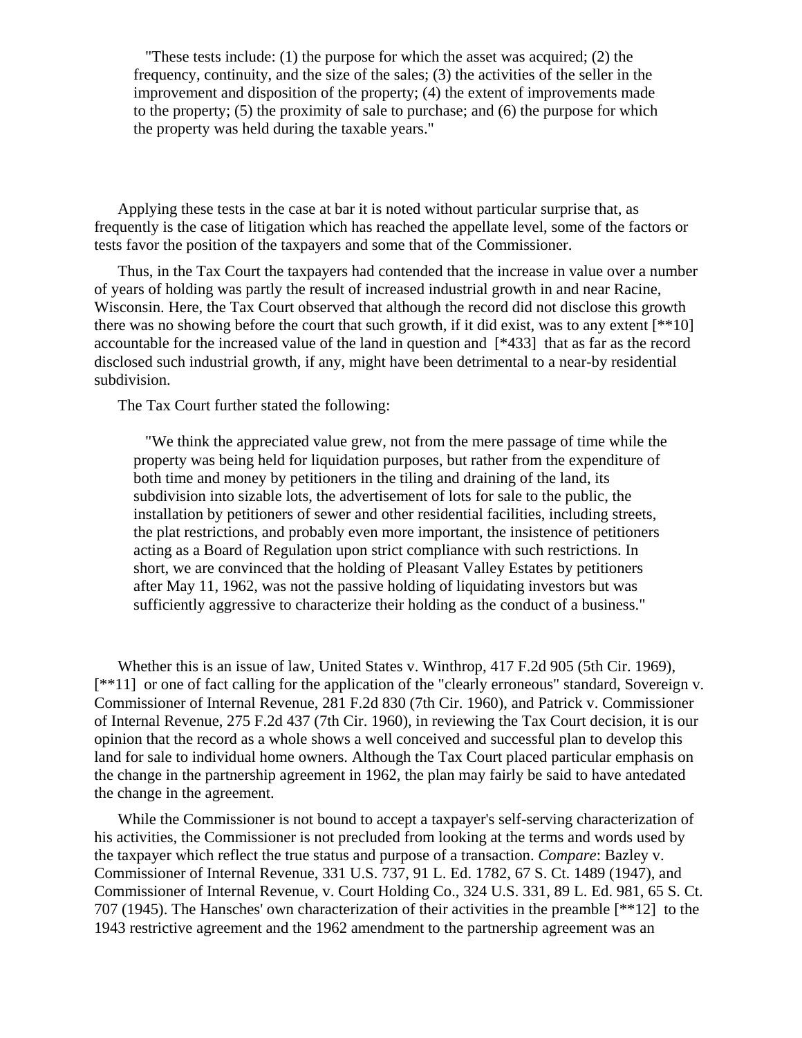> "These tests include: (1) the purpose for which the asset was acquired; (2) the frequency, continuity, and the size of the sales; (3) the activities of the seller in the improvement and disposition of the property; (4) the extent of improvements made to the property; (5) the proximity of sale to purchase; and (6) the purpose for which the property was held during the taxable years."

Applying these tests in the case at bar it is noted without particular surprise that, as frequently is the case of litigation which has reached the appellate level, some of the factors or tests favor the position of the taxpayers and some that of the Commissioner.

Thus, in the Tax Court the taxpayers had contended that the increase in value over a number of years of holding was partly the result of increased industrial growth in and near Racine, Wisconsin. Here, the Tax Court observed that although the record did not disclose this growth there was no showing before the court that such growth, if it did exist, was to any extent [**10] accountable for the increased value of the land in question and [*433] that as far as the record disclosed such industrial growth, if any, might have been detrimental to a near-by residential subdivision.

The Tax Court further stated the following:

> "We think the appreciated value grew, not from the mere passage of time while the property was being held for liquidation purposes, but rather from the expenditure of both time and money by petitioners in the tiling and draining of the land, its subdivision into sizable lots, the advertisement of lots for sale to the public, the installation by petitioners of sewer and other residential facilities, including streets, the plat restrictions, and probably even more important, the insistence of petitioners acting as a Board of Regulation upon strict compliance with such restrictions. In short, we are convinced that the holding of Pleasant Valley Estates by petitioners after May 11, 1962, was not the passive holding of liquidating investors but was sufficiently aggressive to characterize their holding as the conduct of a business."

Whether this is an issue of law, United States v. Winthrop, 417 F.2d 905 (5th Cir. 1969), [**11] or one of fact calling for the application of the "clearly erroneous" standard, Sovereign v. Commissioner of Internal Revenue, 281 F.2d 830 (7th Cir. 1960), and Patrick v. Commissioner of Internal Revenue, 275 F.2d 437 (7th Cir. 1960), in reviewing the Tax Court decision, it is our opinion that the record as a whole shows a well conceived and successful plan to develop this land for sale to individual home owners. Although the Tax Court placed particular emphasis on the change in the partnership agreement in 1962, the plan may fairly be said to have antedated the change in the agreement.

While the Commissioner is not bound to accept a taxpayer's self-serving characterization of his activities, the Commissioner is not precluded from looking at the terms and words used by the taxpayer which reflect the true status and purpose of a transaction. *Compare*: Bazley v. Commissioner of Internal Revenue, 331 U.S. 737, 91 L. Ed. 1782, 67 S. Ct. 1489 (1947), and Commissioner of Internal Revenue, v. Court Holding Co., 324 U.S. 331, 89 L. Ed. 981, 65 S. Ct. 707 (1945). The Hansches' own characterization of their activities in the preamble [**12] to the 1943 restrictive agreement and the 1962 amendment to the partnership agreement was an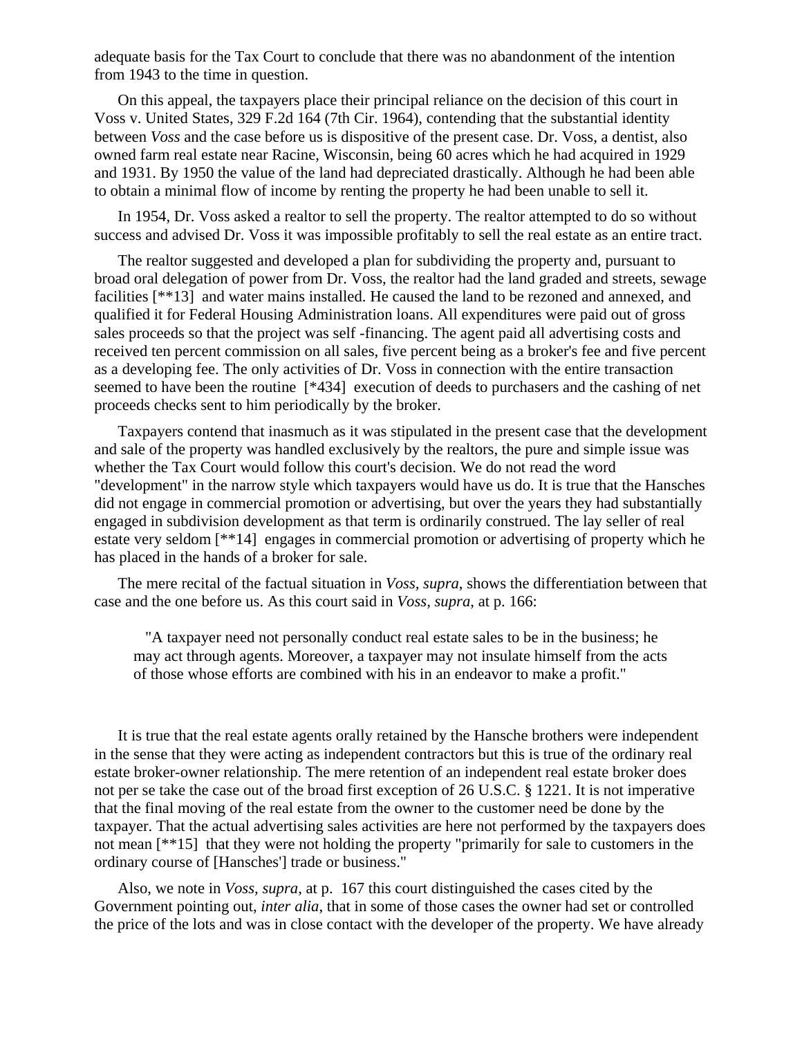adequate basis for the Tax Court to conclude that there was no abandonment of the intention from 1943 to the time in question.

On this appeal, the taxpayers place their principal reliance on the decision of this court in Voss v. United States, 329 F.2d 164 (7th Cir. 1964), contending that the substantial identity between *Voss* and the case before us is dispositive of the present case. Dr. Voss, a dentist, also owned farm real estate near Racine, Wisconsin, being 60 acres which he had acquired in 1929 and 1931. By 1950 the value of the land had depreciated drastically. Although he had been able to obtain a minimal flow of income by renting the property he had been unable to sell it.

In 1954, Dr. Voss asked a realtor to sell the property. The realtor attempted to do so without success and advised Dr. Voss it was impossible profitably to sell the real estate as an entire tract.

The realtor suggested and developed a plan for subdividing the property and, pursuant to broad oral delegation of power from Dr. Voss, the realtor had the land graded and streets, sewage facilities [**13] and water mains installed. He caused the land to be rezoned and annexed, and qualified it for Federal Housing Administration loans. All expenditures were paid out of gross sales proceeds so that the project was self -financing. The agent paid all advertising costs and received ten percent commission on all sales, five percent being as a broker's fee and five percent as a developing fee. The only activities of Dr. Voss in connection with the entire transaction seemed to have been the routine [*434] execution of deeds to purchasers and the cashing of net proceeds checks sent to him periodically by the broker.

Taxpayers contend that inasmuch as it was stipulated in the present case that the development and sale of the property was handled exclusively by the realtors, the pure and simple issue was whether the Tax Court would follow this court's decision. We do not read the word "development" in the narrow style which taxpayers would have us do. It is true that the Hansches did not engage in commercial promotion or advertising, but over the years they had substantially engaged in subdivision development as that term is ordinarily construed. The lay seller of real estate very seldom [**14] engages in commercial promotion or advertising of property which he has placed in the hands of a broker for sale.

The mere recital of the factual situation in *Voss, supra*, shows the differentiation between that case and the one before us. As this court said in *Voss, supra*, at p. 166:

> "A taxpayer need not personally conduct real estate sales to be in the business; he may act through agents. Moreover, a taxpayer may not insulate himself from the acts of those whose efforts are combined with his in an endeavor to make a profit."

It is true that the real estate agents orally retained by the Hansche brothers were independent in the sense that they were acting as independent contractors but this is true of the ordinary real estate broker-owner relationship. The mere retention of an independent real estate broker does not per se take the case out of the broad first exception of 26 U.S.C. § 1221. It is not imperative that the final moving of the real estate from the owner to the customer need be done by the taxpayer. That the actual advertising sales activities are here not performed by the taxpayers does not mean [**15] that they were not holding the property "primarily for sale to customers in the ordinary course of [Hansches'] trade or business."

Also, we note in *Voss, supra*, at p. 167 this court distinguished the cases cited by the Government pointing out, *inter alia*, that in some of those cases the owner had set or controlled the price of the lots and was in close contact with the developer of the property. We have already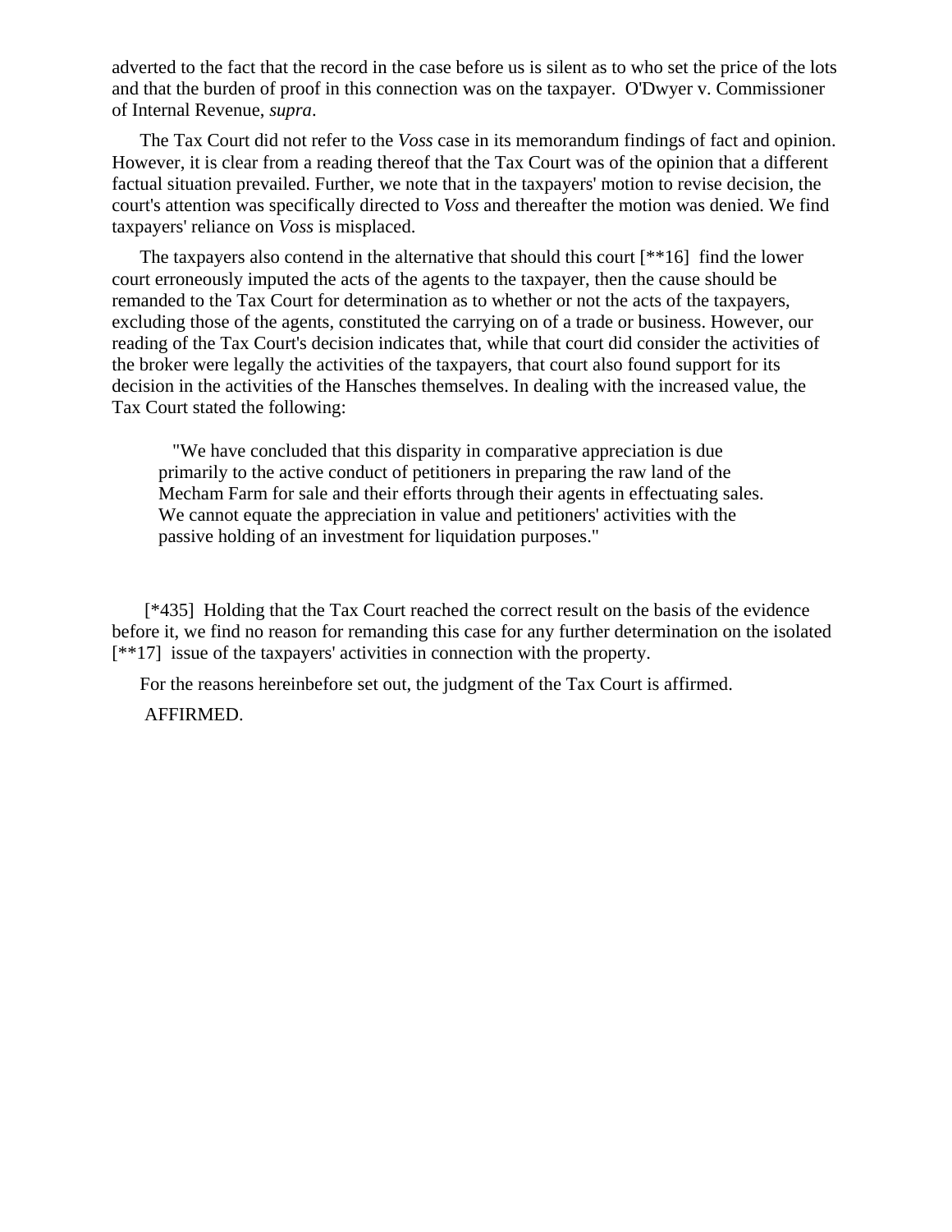adverted to the fact that the record in the case before us is silent as to who set the price of the lots and that the burden of proof in this connection was on the taxpayer. O'Dwyer v. Commissioner of Internal Revenue, *supra*.

The Tax Court did not refer to the *Voss* case in its memorandum findings of fact and opinion. However, it is clear from a reading thereof that the Tax Court was of the opinion that a different factual situation prevailed. Further, we note that in the taxpayers' motion to revise decision, the court's attention was specifically directed to *Voss* and thereafter the motion was denied. We find taxpayers' reliance on *Voss* is misplaced.

The taxpayers also contend in the alternative that should this court [**16] find the lower court erroneously imputed the acts of the agents to the taxpayer, then the cause should be remanded to the Tax Court for determination as to whether or not the acts of the taxpayers, excluding those of the agents, constituted the carrying on of a trade or business. However, our reading of the Tax Court's decision indicates that, while that court did consider the activities of the broker were legally the activities of the taxpayers, that court also found support for its decision in the activities of the Hansches themselves. In dealing with the increased value, the Tax Court stated the following:

> "We have concluded that this disparity in comparative appreciation is due primarily to the active conduct of petitioners in preparing the raw land of the Mecham Farm for sale and their efforts through their agents in effectuating sales. We cannot equate the appreciation in value and petitioners' activities with the passive holding of an investment for liquidation purposes."

[*435] Holding that the Tax Court reached the correct result on the basis of the evidence before it, we find no reason for remanding this case for any further determination on the isolated [**17] issue of the taxpayers' activities in connection with the property.

For the reasons hereinbefore set out, the judgment of the Tax Court is affirmed.

AFFIRMED.